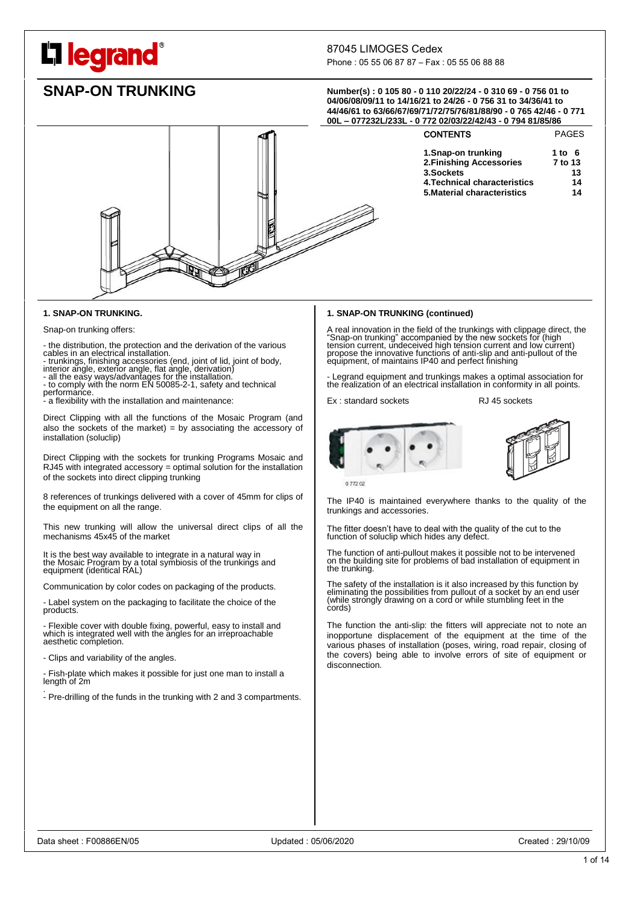87045 LIMOGES Cedex
Phone : 05 55 06 87 87 – Fax : 05 55 06 88 88

# SNAP-ON TRUNKING

**Number(s) : 0 105 80 - 0 110 20/22/24 - 0 310 69 - 0 756 01 to 04/06/08/09/11 to 14/16/21 to 24/26 - 0 756 31 to 34/36/41 to 44/46/61 to 63/66/67/69/71/72/75/76/81/88/90 - 0 765 42/46 - 0 771 00L – 077232L/233L - 0 772 02/03/22/42/43 - 0 794 81/85/86**

| CONTENTS | PAGES |
|---|---|
| **1.Snap-on trunking** | **1 to 6** |
| **2.Finishing Accessories** | **7 to 13** |
| **3.Sockets** | **13** |
| **4.Technical characteristics** | **14** |
| **5.Material characteristics** | **14** |

## 1. SNAP-ON TRUNKING.

Snap-on trunking offers:

- the distribution, the protection and the derivation of the various cables in an electrical installation.
- trunkings, finishing accessories (end, joint of lid, joint of body, interior angle, exterior angle, flat angle, derivation)
- all the easy ways/advantages for the installation.
- to comply with the norm EN 50085-2-1, safety and technical performance.
- a flexibility with the installation and maintenance:

Direct Clipping with all the functions of the Mosaic Program (and also the sockets of the market) = by associating the accessory of installation (soluclip)

Direct Clipping with the sockets for trunking Programs Mosaic and RJ45 with integrated accessory = optimal solution for the installation of the sockets into direct clipping trunking

8 references of trunkings delivered with a cover of 45mm for clips of the equipment on all the range.

This new trunking will allow the universal direct clips of all the mechanisms 45x45 of the market

It is the best way available to integrate in a natural way in the Mosaic Program by a total symbiosis of the trunkings and equipment (identical RAL)

Communication by color codes on packaging of the products.

- Label system on the packaging to facilitate the choice of the products.

- Flexible cover with double fixing, powerful, easy to install and which is integrated well with the angles for an irreproachable aesthetic completion.

- Clips and variability of the angles.

- Fish-plate which makes it possible for just one man to install a length of 2m

- Pre-drilling of the funds in the trunking with 2 and 3 compartments.

## 1. SNAP-ON TRUNKING (continued)

A real innovation in the field of the trunkings with clippage direct, the "Snap-on trunking" accompanied by the new sockets for (high tension current, undeceived high tension current and low current) propose the innovative functions of anti-slip and anti-pullout of the equipment, of maintains IP40 and perfect finishing

- Legrand equipment and trunkings makes a optimal association for the realization of an electrical installation in conformity in all points.

Ex : standard sockets RJ 45 sockets

0 772 02

The IP40 is maintained everywhere thanks to the quality of the trunkings and accessories.

The fitter doesn't have to deal with the quality of the cut to the function of soluclip which hides any defect.

The function of anti-pullout makes it possible not to be intervened on the building site for problems of bad installation of equipment in the trunking.

The safety of the installation is it also increased by this function by eliminating the possibilities from pullout of a socket by an end user (while strongly drawing on a cord or while stumbling feet in the cords)

The function the anti-slip: the fitters will appreciate not to note an inopportune displacement of the equipment at the time of the various phases of installation (poses, wiring, road repair, closing of the covers) being able to involve errors of site of equipment or disconnection.

Data sheet : F00886EN/05 Updated : 05/06/2020 Created : 29/10/09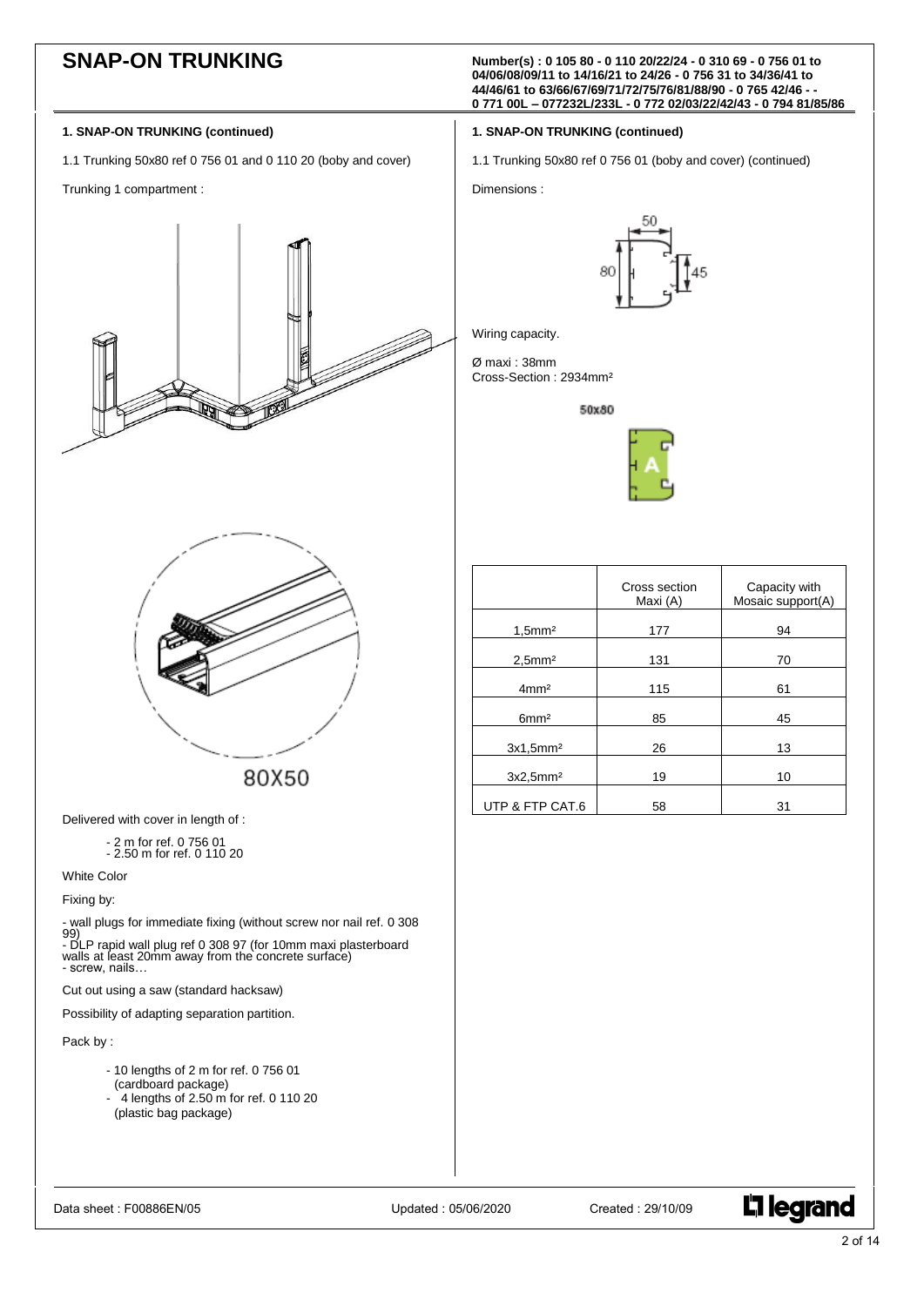# SNAP-ON TRUNKING

**Number(s) : 0 105 80 - 0 110 20/22/24 - 0 310 69 - 0 756 01 to 04/06/08/09/11 to 14/16/21 to 24/26 - 0 756 31 to 34/36/41 to 44/46/61 to 63/66/67/69/71/72/75/76/81/88/90 - 0 765 42/46 - - 0 771 00L – 077232L/233L - 0 772 02/03/22/42/43 - 0 794 81/85/86**

## 1. SNAP-ON TRUNKING (continued)

1.1 Trunking 50x80 ref 0 756 01 and 0 110 20 (boby and cover)

Trunking 1 compartment :

80X50

Delivered with cover in length of :

- 2 m for ref. 0 756 01
- 2.50 m for ref. 0 110 20

White Color

Fixing by:

- wall plugs for immediate fixing (without screw nor nail ref. 0 308 99)
- DLP rapid wall plug ref 0 308 97 (for 10mm maxi plasterboard walls at least 20mm away from the concrete surface)
- screw, nails…

Cut out using a saw (standard hacksaw)

Possibility of adapting separation partition.

Pack by :

- 10 lengths of 2 m for ref. 0 756 01 (cardboard package)
- 4 lengths of 2.50 m for ref. 0 110 20 (plastic bag package)

## 1. SNAP-ON TRUNKING (continued)

1.1 Trunking 50x80 ref 0 756 01 (boby and cover) (continued)

Dimensions :

Wiring capacity.

Ø maxi : 38mm
Cross-Section : 2934mm²

50x80

| | Cross section Maxi (A) | Capacity with Mosaic support(A) |
|---|---|---|
| 1,5mm² | 177 | 94 |
| 2,5mm² | 131 | 70 |
| 4mm² | 115 | 61 |
| 6mm² | 85 | 45 |
| 3x1,5mm² | 26 | 13 |
| 3x2,5mm² | 19 | 10 |
| UTP & FTP CAT.6 | 58 | 31 |

Data sheet : F00886EN/05 Updated : 05/06/2020 Created : 29/10/09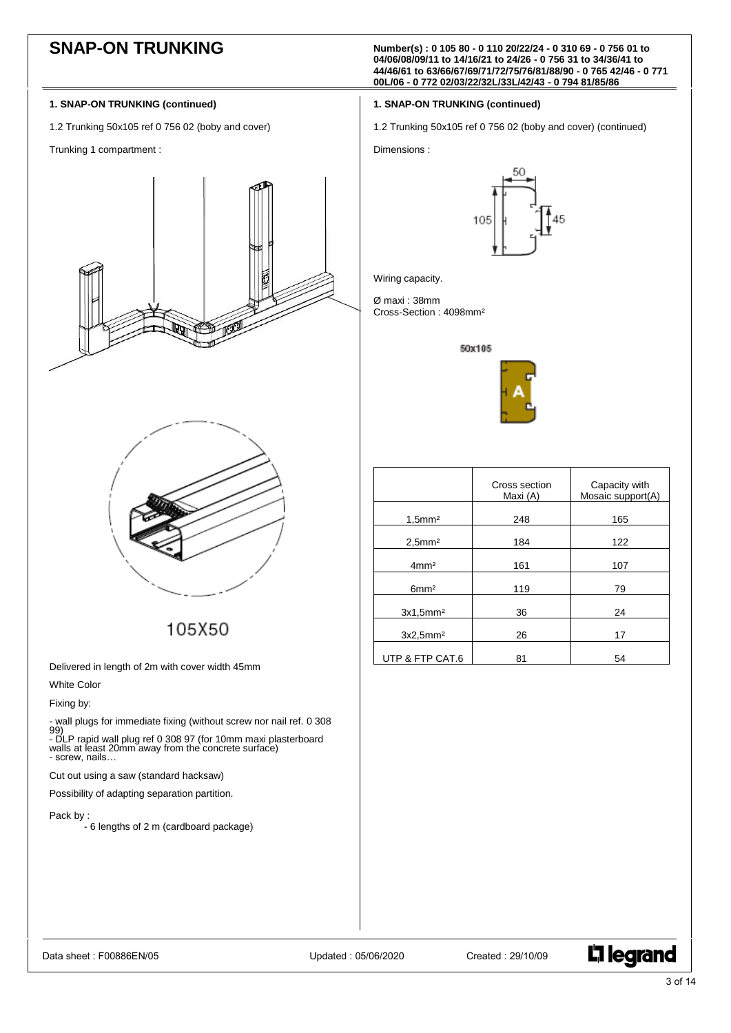# SNAP-ON TRUNKING

**Number(s) : 0 105 80 - 0 110 20/22/24 - 0 310 69 - 0 756 01 to 04/06/08/09/11 to 14/16/21 to 24/26 - 0 756 31 to 34/36/41 to 44/46/61 to 63/66/67/69/71/72/75/76/81/88/90 - 0 765 42/46 - 0 771 00L/06 - 0 772 02/03/22/32L/33L/42/43 - 0 794 81/85/86**

## 1. SNAP-ON TRUNKING (continued)

1.2 Trunking 50x105 ref 0 756 02 (boby and cover)

Trunking 1 compartment :

105X50

Delivered in length of 2m with cover width 45mm

White Color

Fixing by:

- wall plugs for immediate fixing (without screw nor nail ref. 0 308 99)
- DLP rapid wall plug ref 0 308 97 (for 10mm maxi plasterboard walls at least 20mm away from the concrete surface)
- screw, nails…

Cut out using a saw (standard hacksaw)

Possibility of adapting separation partition.

Pack by :

- 6 lengths of 2 m (cardboard package)

## 1. SNAP-ON TRUNKING (continued)

1.2 Trunking 50x105 ref 0 756 02 (boby and cover) (continued)

Dimensions :

Wiring capacity.

Ø maxi : 38mm
Cross-Section : 4098mm²

50x105

| | Cross section Maxi (A) | Capacity with Mosaic support(A) |
|---|---|---|
| 1,5mm² | 248 | 165 |
| 2,5mm² | 184 | 122 |
| 4mm² | 161 | 107 |
| 6mm² | 119 | 79 |
| 3x1,5mm² | 36 | 24 |
| 3x2,5mm² | 26 | 17 |
| UTP & FTP CAT.6 | 81 | 54 |

Data sheet : F00886EN/05 Updated : 05/06/2020 Created : 29/10/09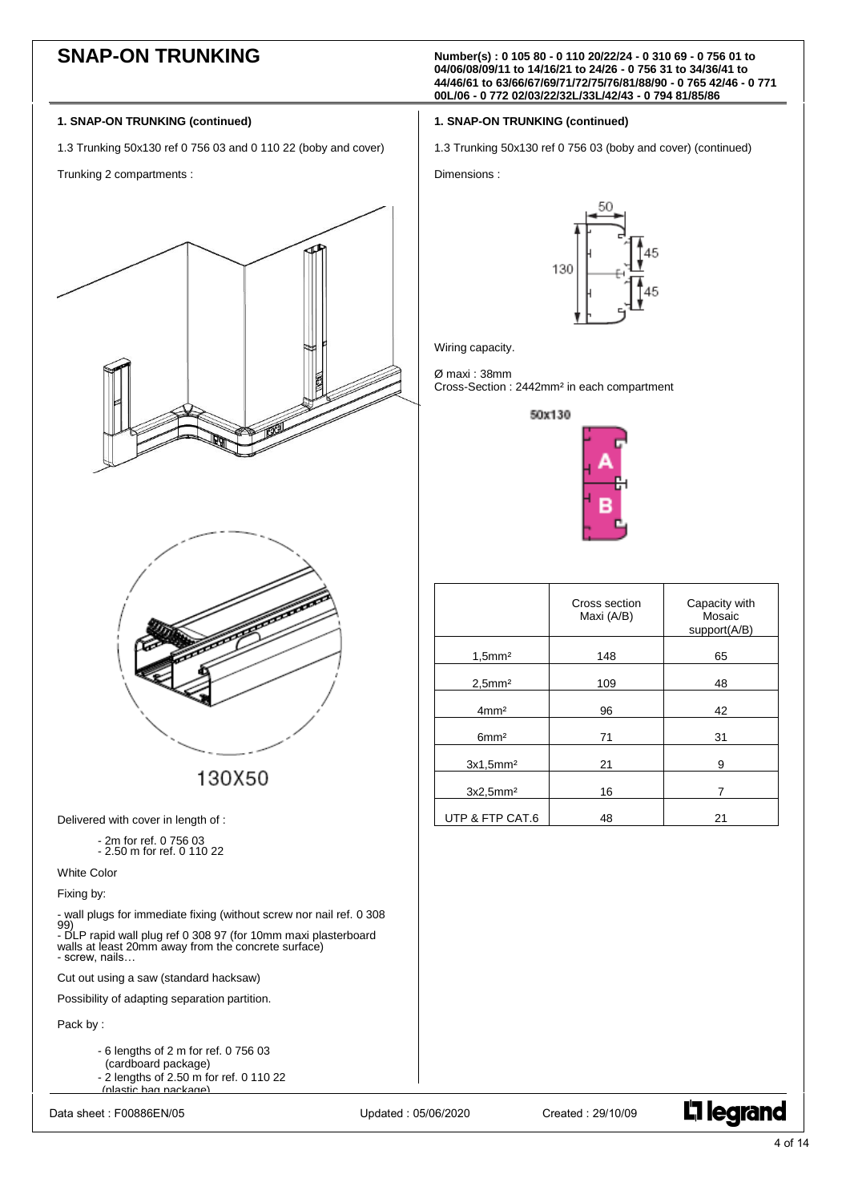# SNAP-ON TRUNKING

**Number(s) : 0 105 80 - 0 110 20/22/24 - 0 310 69 - 0 756 01 to 04/06/08/09/11 to 14/16/21 to 24/26 - 0 756 31 to 34/36/41 to 44/46/61 to 63/66/67/69/71/72/75/76/81/88/90 - 0 765 42/46 - 0 771 00L/06 - 0 772 02/03/22/32L/33L/42/43 - 0 794 81/85/86**

**1. SNAP-ON TRUNKING (continued)**

1.3 Trunking 50x130 ref 0 756 03 and 0 110 22 (boby and cover)

Trunking 2 compartments :

130X50

Delivered with cover in length of :

- 2m for ref. 0 756 03
- 2.50 m for ref. 0 110 22

White Color

Fixing by:

- wall plugs for immediate fixing (without screw nor nail ref. 0 308 99)
- DLP rapid wall plug ref 0 308 97 (for 10mm maxi plasterboard walls at least 20mm away from the concrete surface)
- screw, nails…

Cut out using a saw (standard hacksaw)

Possibility of adapting separation partition.

Pack by :

- 6 lengths of 2 m for ref. 0 756 03 (cardboard package)
- 2 lengths of 2.50 m for ref. 0 110 22 (plastic bag package)

**1. SNAP-ON TRUNKING (continued)**

1.3 Trunking 50x130 ref 0 756 03 (boby and cover) (continued)

Dimensions :

Wiring capacity.

Ø maxi : 38mm
Cross-Section : 2442mm² in each compartment

50x130

| | Cross section Maxi (A/B) | Capacity with Mosaic support(A/B) |
|---|---|---|
| 1,5mm² | 148 | 65 |
| 2,5mm² | 109 | 48 |
| 4mm² | 96 | 42 |
| 6mm² | 71 | 31 |
| 3x1,5mm² | 21 | 9 |
| 3x2,5mm² | 16 | 7 |
| UTP & FTP CAT.6 | 48 | 21 |

Data sheet : F00886EN/05 Updated : 05/06/2020 Created : 29/10/09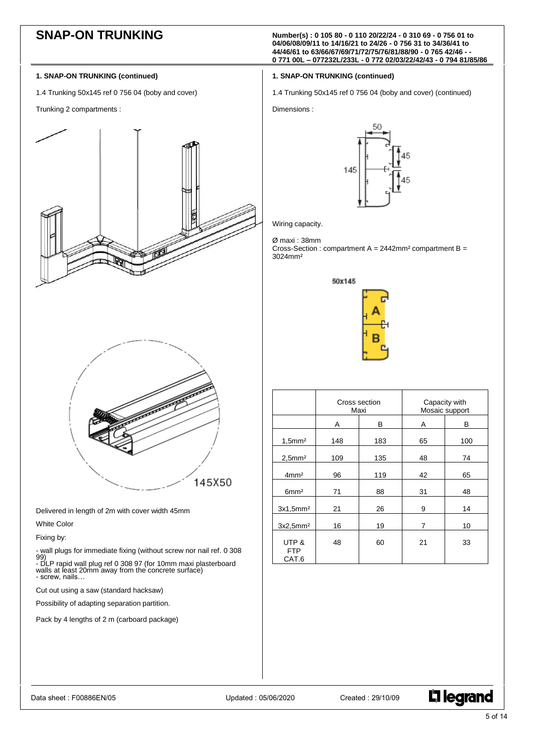# SNAP-ON TRUNKING

**Number(s) : 0 105 80 - 0 110 20/22/24 - 0 310 69 - 0 756 01 to 04/06/08/09/11 to 14/16/21 to 24/26 - 0 756 31 to 34/36/41 to 44/46/61 to 63/66/67/69/71/72/75/76/81/88/90 - 0 765 42/46 - - 0 771 00L – 077232L/233L - 0 772 02/03/22/42/43 - 0 794 81/85/86**

## 1. SNAP-ON TRUNKING (continued)

1.4 Trunking 50x145 ref 0 756 04 (boby and cover)

Trunking 2 compartments :

145X50

Delivered in length of 2m with cover width 45mm

White Color

Fixing by:

- wall plugs for immediate fixing (without screw nor nail ref. 0 308 99)
- DLP rapid wall plug ref 0 308 97 (for 10mm maxi plasterboard walls at least 20mm away from the concrete surface)
- screw, nails…

Cut out using a saw (standard hacksaw)

Possibility of adapting separation partition.

Pack by 4 lengths of 2 m (carboard package)

## 1. SNAP-ON TRUNKING (continued)

1.4 Trunking 50x145 ref 0 756 04 (boby and cover) (continued)

Dimensions :

Wiring capacity.

Ø maxi : 38mm
Cross-Section : compartment A = 2442mm² compartment B = 3024mm²

50x145

| | Cross section Maxi | | Capacity with Mosaic support | |
|---|---|---|---|---|
| | A | B | A | B |
| 1,5mm² | 148 | 183 | 65 | 100 |
| 2,5mm² | 109 | 135 | 48 | 74 |
| 4mm² | 96 | 119 | 42 | 65 |
| 6mm² | 71 | 88 | 31 | 48 |
| 3x1,5mm² | 21 | 26 | 9 | 14 |
| 3x2,5mm² | 16 | 19 | 7 | 10 |
| UTP & FTP CAT.6 | 48 | 60 | 21 | 33 |

Data sheet : F00886EN/05 Updated : 05/06/2020 Created : 29/10/09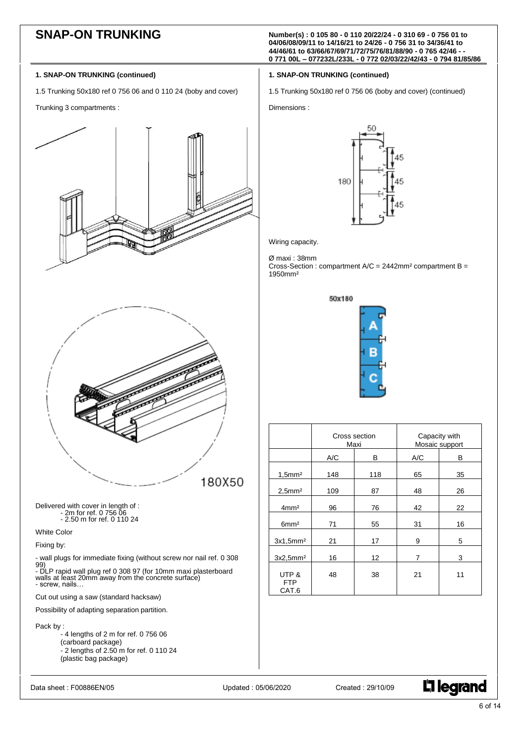# SNAP-ON TRUNKING

**Number(s) : 0 105 80 - 0 110 20/22/24 - 0 310 69 - 0 756 01 to 04/06/08/09/11 to 14/16/21 to 24/26 - 0 756 31 to 34/36/41 to 44/46/61 to 63/66/67/69/71/72/75/76/81/88/90 - 0 765 42/46 - - 0 771 00L – 077232L/233L - 0 772 02/03/22/42/43 - 0 794 81/85/86**

## 1. SNAP-ON TRUNKING (continued)

1.5 Trunking 50x180 ref 0 756 06 and 0 110 24 (boby and cover)

Trunking 3 compartments :

180X50

Delivered with cover in length of :
- 2m for ref. 0 756 06
- 2.50 m for ref. 0 110 24

White Color

Fixing by:

- wall plugs for immediate fixing (without screw nor nail ref. 0 308 99)
- DLP rapid wall plug ref 0 308 97 (for 10mm maxi plasterboard walls at least 20mm away from the concrete surface)
- screw, nails…

Cut out using a saw (standard hacksaw)

Possibility of adapting separation partition.

Pack by :
- 4 lengths of 2 m for ref. 0 756 06 (carboard package)
- 2 lengths of 2.50 m for ref. 0 110 24 (plastic bag package)

## 1. SNAP-ON TRUNKING (continued)

1.5 Trunking 50x180 ref 0 756 06 (boby and cover) (continued)

Dimensions :

Wiring capacity.

Ø maxi : 38mm
Cross-Section : compartment A/C = 2442mm² compartment B = 1950mm²

50x180

| | Cross section Maxi | | Capacity with Mosaic support | |
|---|---|---|---|---|
| | A/C | B | A/C | B |
| 1,5mm² | 148 | 118 | 65 | 35 |
| 2,5mm² | 109 | 87 | 48 | 26 |
| 4mm² | 96 | 76 | 42 | 22 |
| 6mm² | 71 | 55 | 31 | 16 |
| 3x1,5mm² | 21 | 17 | 9 | 5 |
| 3x2,5mm² | 16 | 12 | 7 | 3 |
| UTP & FTP CAT.6 | 48 | 38 | 21 | 11 |

Data sheet : F00886EN/05 Updated : 05/06/2020 Created : 29/10/09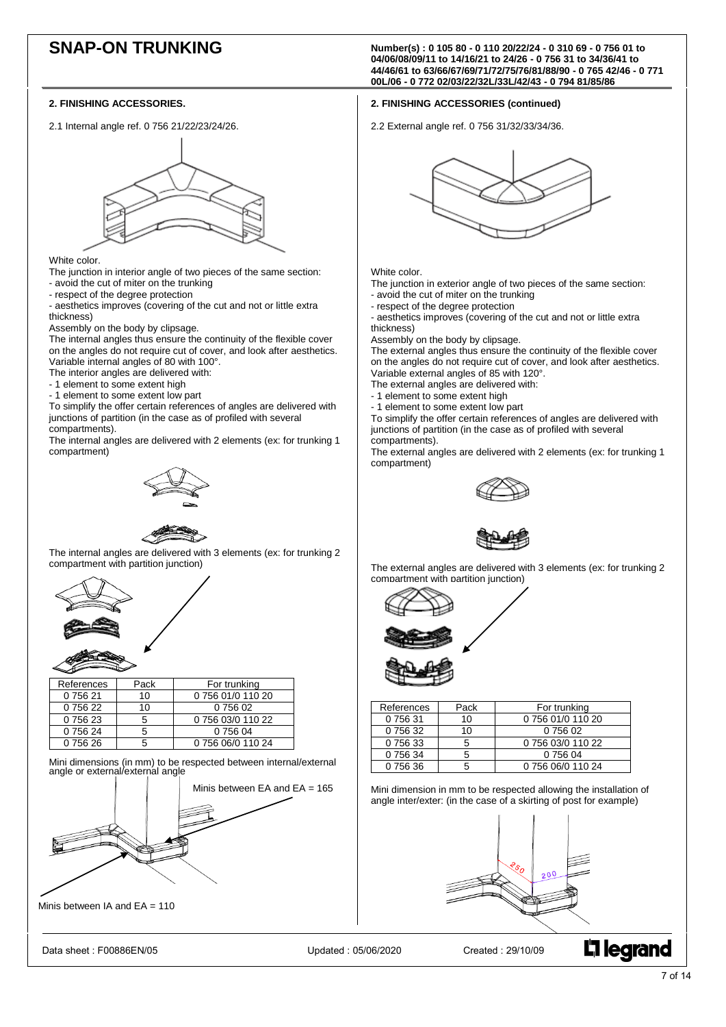# SNAP-ON TRUNKING

Number(s) : 0 105 80 - 0 110 20/22/24 - 0 310 69 - 0 756 01 to 04/06/08/09/11 to 14/16/21 to 24/26 - 0 756 31 to 34/36/41 to 44/46/61 to 63/66/67/69/71/72/75/76/81/88/90 - 0 765 42/46 - 0 771 00L/06 - 0 772 02/03/22/32L/33L/42/43 - 0 794 81/85/86

## 2. FINISHING ACCESSORIES.

2.1 Internal angle ref. 0 756 21/22/23/24/26.

White color.

The junction in interior angle of two pieces of the same section:
- avoid the cut of miter on the trunking
- respect of the degree protection
- aesthetics improves (covering of the cut and not or little extra thickness)

Assembly on the body by clipsage.

The internal angles thus ensure the continuity of the flexible cover on the angles do not require cut of cover, and look after aesthetics.

Variable internal angles of 80 with 100°.

The interior angles are delivered with:
- 1 element to some extent high
- 1 element to some extent low part

To simplify the offer certain references of angles are delivered with junctions of partition (in the case as of profiled with several compartments).

The internal angles are delivered with 2 elements (ex: for trunking 1 compartment)

The internal angles are delivered with 3 elements (ex: for trunking 2 compartment with partition junction)

| References | Pack | For trunking |
|---|---|---|
| 0 756 21 | 10 | 0 756 01/0 110 20 |
| 0 756 22 | 10 | 0 756 02 |
| 0 756 23 | 5 | 0 756 03/0 110 22 |
| 0 756 24 | 5 | 0 756 04 |
| 0 756 26 | 5 | 0 756 06/0 110 24 |

Mini dimensions (in mm) to be respected between internal/external angle or external/external angle

Minis between EA and EA = 165

Minis between IA and EA = 110

## 2. FINISHING ACCESSORIES (continued)

2.2 External angle ref. 0 756 31/32/33/34/36.

White color.

The junction in exterior angle of two pieces of the same section:
- avoid the cut of miter on the trunking
- respect of the degree protection
- aesthetics improves (covering of the cut and not or little extra thickness)

Assembly on the body by clipsage.

The external angles thus ensure the continuity of the flexible cover on the angles do not require cut of cover, and look after aesthetics.

Variable external angles of 85 with 120°.

The external angles are delivered with:
- 1 element to some extent high
- 1 element to some extent low part

To simplify the offer certain references of angles are delivered with junctions of partition (in the case as of profiled with several compartments).

The external angles are delivered with 2 elements (ex: for trunking 1 compartment)

The external angles are delivered with 3 elements (ex: for trunking 2 compartment with partition junction)

| References | Pack | For trunking |
|---|---|---|
| 0 756 31 | 10 | 0 756 01/0 110 20 |
| 0 756 32 | 10 | 0 756 02 |
| 0 756 33 | 5 | 0 756 03/0 110 22 |
| 0 756 34 | 5 | 0 756 04 |
| 0 756 36 | 5 | 0 756 06/0 110 24 |

Mini dimension in mm to be respected allowing the installation of angle inter/exter: (in the case of a skirting of post for example)

250

200

Data sheet : F00886EN/05 Updated : 05/06/2020 Created : 29/10/09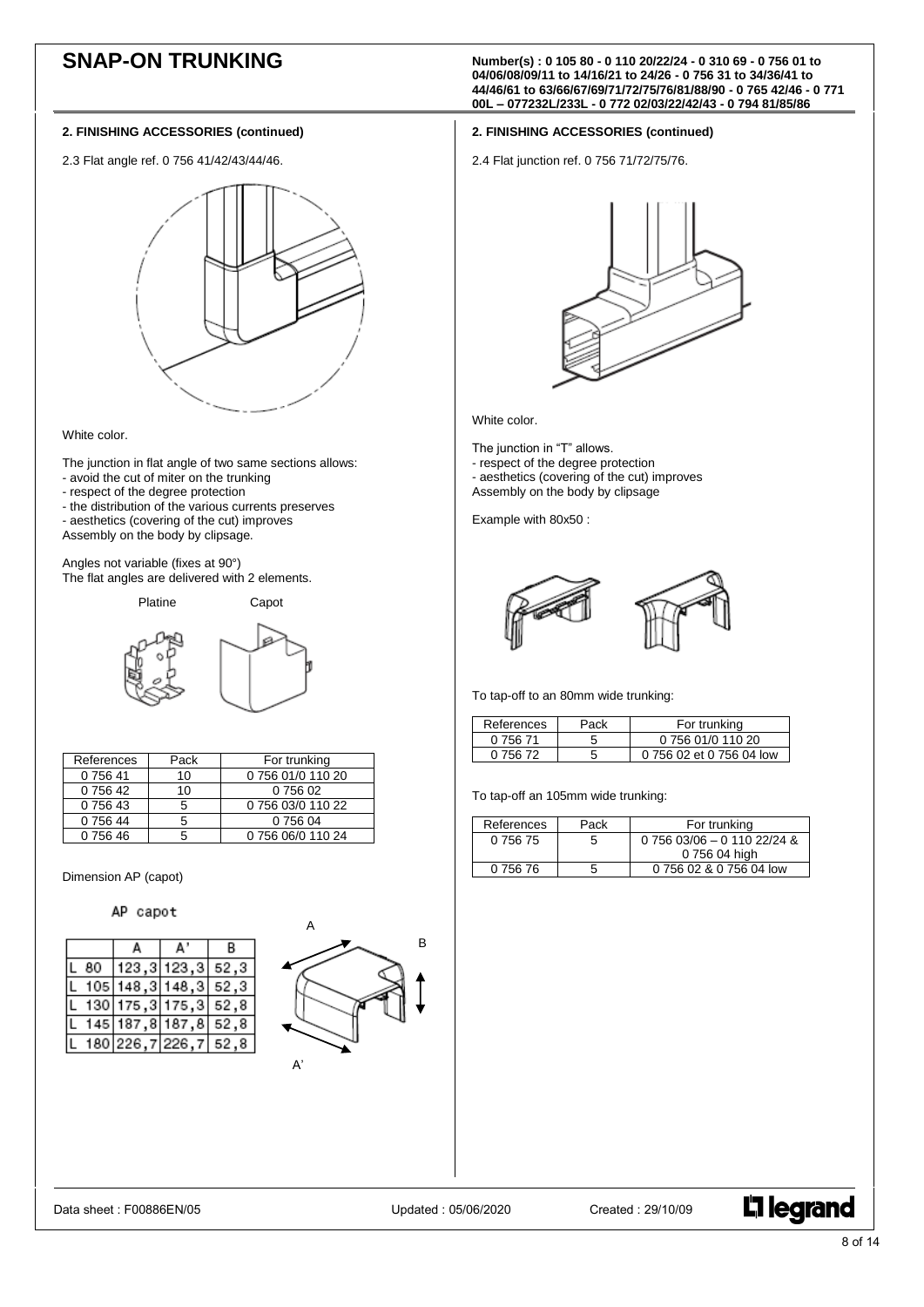# SNAP-ON TRUNKING

**Number(s) : 0 105 80 - 0 110 20/22/24 - 0 310 69 - 0 756 01 to 04/06/08/09/11 to 14/16/21 to 24/26 - 0 756 31 to 34/36/41 to 44/46/61 to 63/66/67/69/71/72/75/76/81/88/90 - 0 765 42/46 - 0 771 00L – 077232L/233L - 0 772 02/03/22/42/43 - 0 794 81/85/86**

## 2. FINISHING ACCESSORIES (continued)

2.3 Flat angle ref. 0 756 41/42/43/44/46.

White color.

The junction in flat angle of two same sections allows:
- avoid the cut of miter on the trunking
- respect of the degree protection
- the distribution of the various currents preserves
- aesthetics (covering of the cut) improves

Assembly on the body by clipsage.

Angles not variable (fixes at 90°)
The flat angles are delivered with 2 elements.

Platine Capot

| References | Pack | For trunking |
| --- | --- | --- |
| 0 756 41 | 10 | 0 756 01/0 110 20 |
| 0 756 42 | 10 | 0 756 02 |
| 0 756 43 | 5 | 0 756 03/0 110 22 |
| 0 756 44 | 5 | 0 756 04 |
| 0 756 46 | 5 | 0 756 06/0 110 24 |

Dimension AP (capot)

AP capot

| | A | A' | B |
| --- | --- | --- | --- |
| L 80 | 123,3 | 123,3 | 52,3 |
| L 105 | 148,3 | 148,3 | 52,3 |
| L 130 | 175,3 | 175,3 | 52,8 |
| L 145 | 187,8 | 187,8 | 52,8 |
| L 180 | 226,7 | 226,7 | 52,8 |

## 2. FINISHING ACCESSORIES (continued)

2.4 Flat junction ref. 0 756 71/72/75/76.

White color.

The junction in "T" allows.
- respect of the degree protection
- aesthetics (covering of the cut) improves

Assembly on the body by clipsage

Example with 80x50 :

To tap-off to an 80mm wide trunking:

| References | Pack | For trunking |
| --- | --- | --- |
| 0 756 71 | 5 | 0 756 01/0 110 20 |
| 0 756 72 | 5 | 0 756 02 et 0 756 04 low |

To tap-off an 105mm wide trunking:

| References | Pack | For trunking |
| --- | --- | --- |
| 0 756 75 | 5 | 0 756 03/06 – 0 110 22/24 & 0 756 04 high |
| 0 756 76 | 5 | 0 756 02 & 0 756 04 low |

Data sheet : F00886EN/05 Updated : 05/06/2020 Created : 29/10/09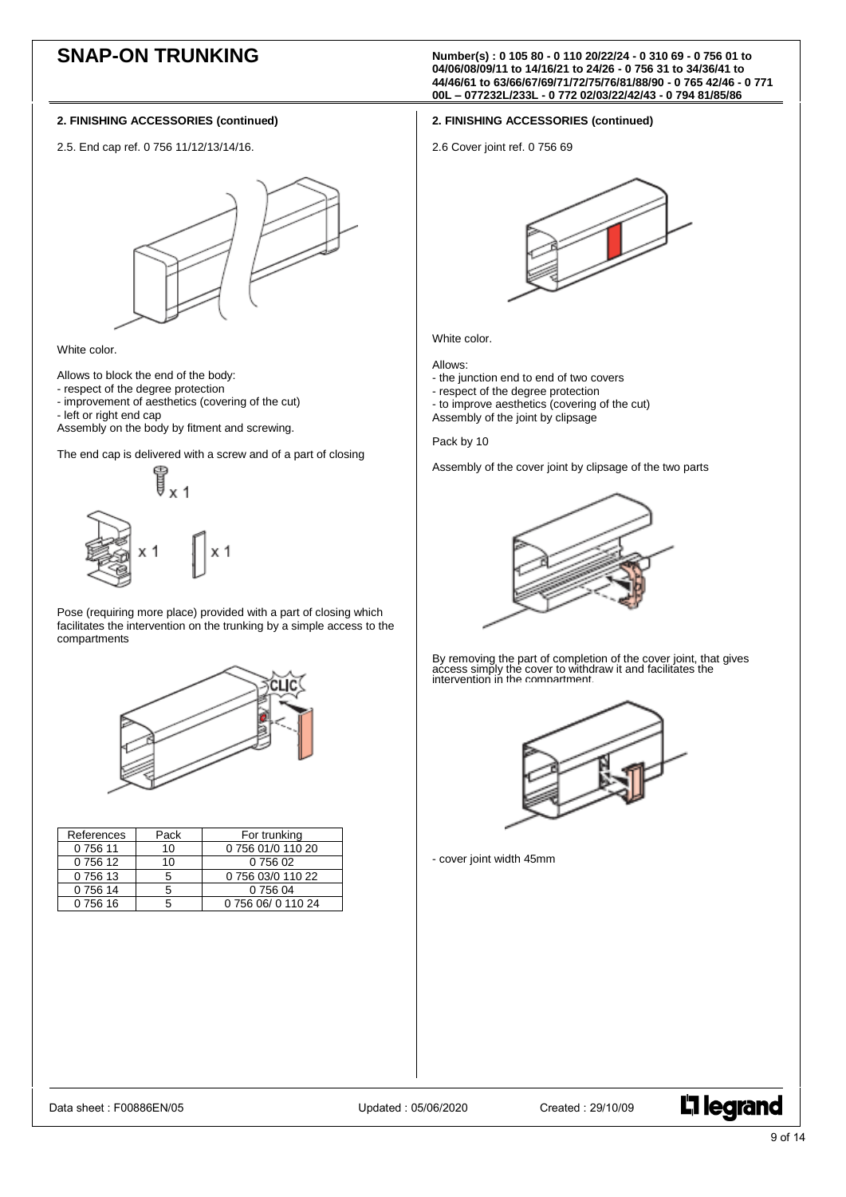# SNAP-ON TRUNKING

**Number(s) : 0 105 80 - 0 110 20/22/24 - 0 310 69 - 0 756 01 to 04/06/08/09/11 to 14/16/21 to 24/26 - 0 756 31 to 34/36/41 to 44/46/61 to 63/66/67/69/71/72/75/76/81/88/90 - 0 765 42/46 - 0 771 00L – 077232L/233L - 0 772 02/03/22/42/43 - 0 794 81/85/86**

## 2. FINISHING ACCESSORIES (continued)

2.5. End cap ref. 0 756 11/12/13/14/16.

White color.

Allows to block the end of the body:
- respect of the degree protection
- improvement of aesthetics (covering of the cut)
- left or right end cap

Assembly on the body by fitment and screwing.

The end cap is delivered with a screw and of a part of closing

x 1

x 1    x 1

Pose (requiring more place) provided with a part of closing which facilitates the intervention on the trunking by a simple access to the compartments

CLIC

| References | Pack | For trunking |
|---|---|---|
| 0 756 11 | 10 | 0 756 01/0 110 20 |
| 0 756 12 | 10 | 0 756 02 |
| 0 756 13 | 5 | 0 756 03/0 110 22 |
| 0 756 14 | 5 | 0 756 04 |
| 0 756 16 | 5 | 0 756 06/ 0 110 24 |

## 2. FINISHING ACCESSORIES (continued)

2.6 Cover joint ref. 0 756 69

White color.

Allows:
- the junction end to end of two covers
- respect of the degree protection
- to improve aesthetics (covering of the cut)

Assembly of the joint by clipsage

Pack by 10

Assembly of the cover joint by clipsage of the two parts

By removing the part of completion of the cover joint, that gives access simply the cover to withdraw it and facilitates the intervention in the compartment.

- cover joint width 45mm

Data sheet : F00886EN/05    Updated : 05/06/2020    Created : 29/10/09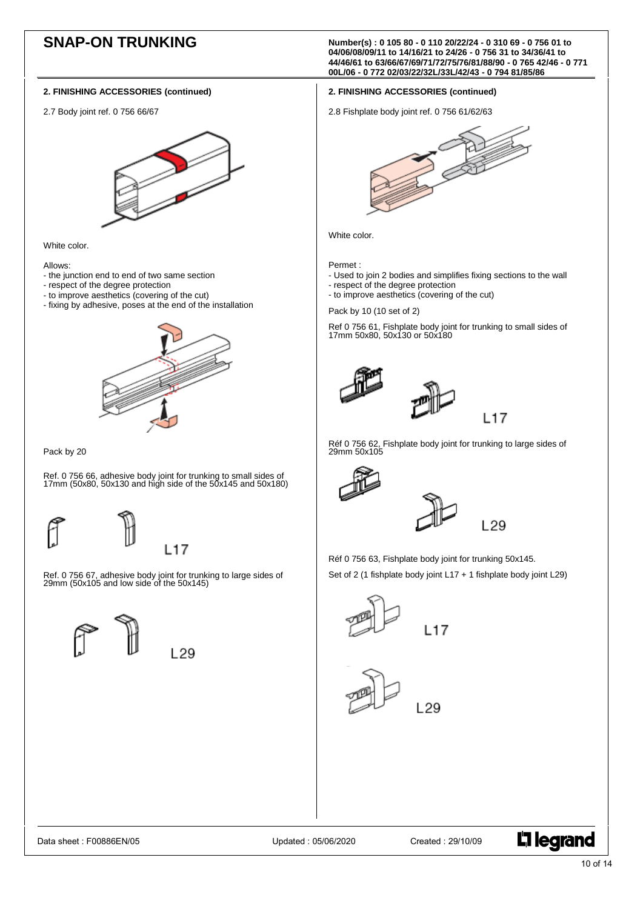# SNAP-ON TRUNKING

**Number(s) : 0 105 80 - 0 110 20/22/24 - 0 310 69 - 0 756 01 to 04/06/08/09/11 to 14/16/21 to 24/26 - 0 756 31 to 34/36/41 to 44/46/61 to 63/66/67/69/71/72/75/76/81/88/90 - 0 765 42/46 - 0 771 00L/06 - 0 772 02/03/22/32L/33L/42/43 - 0 794 81/85/86**

## 2. FINISHING ACCESSORIES (continued)

2.7 Body joint ref. 0 756 66/67

White color.

Allows:
- the junction end to end of two same section
- respect of the degree protection
- to improve aesthetics (covering of the cut)
- fixing by adhesive, poses at the end of the installation

Pack by 20

Ref. 0 756 66, adhesive body joint for trunking to small sides of 17mm (50x80, 50x130 and high side of the 50x145 and 50x180)

L17

Ref. 0 756 67, adhesive body joint for trunking to large sides of 29mm (50x105 and low side of the 50x145)

L29

## 2. FINISHING ACCESSORIES (continued)

2.8 Fishplate body joint ref. 0 756 61/62/63

White color.

Permet :
- Used to join 2 bodies and simplifies fixing sections to the wall
- respect of the degree protection
- to improve aesthetics (covering of the cut)

Pack by 10 (10 set of 2)

Ref 0 756 61, Fishplate body joint for trunking to small sides of 17mm 50x80, 50x130 or 50x180

L17

Réf 0 756 62, Fishplate body joint for trunking to large sides of 29mm 50x105

L29

Réf 0 756 63, Fishplate body joint for trunking 50x145.

Set of 2 (1 fishplate body joint L17 + 1 fishplate body joint L29)

L17

L29

Data sheet : F00886EN/05 Updated : 05/06/2020 Created : 29/10/09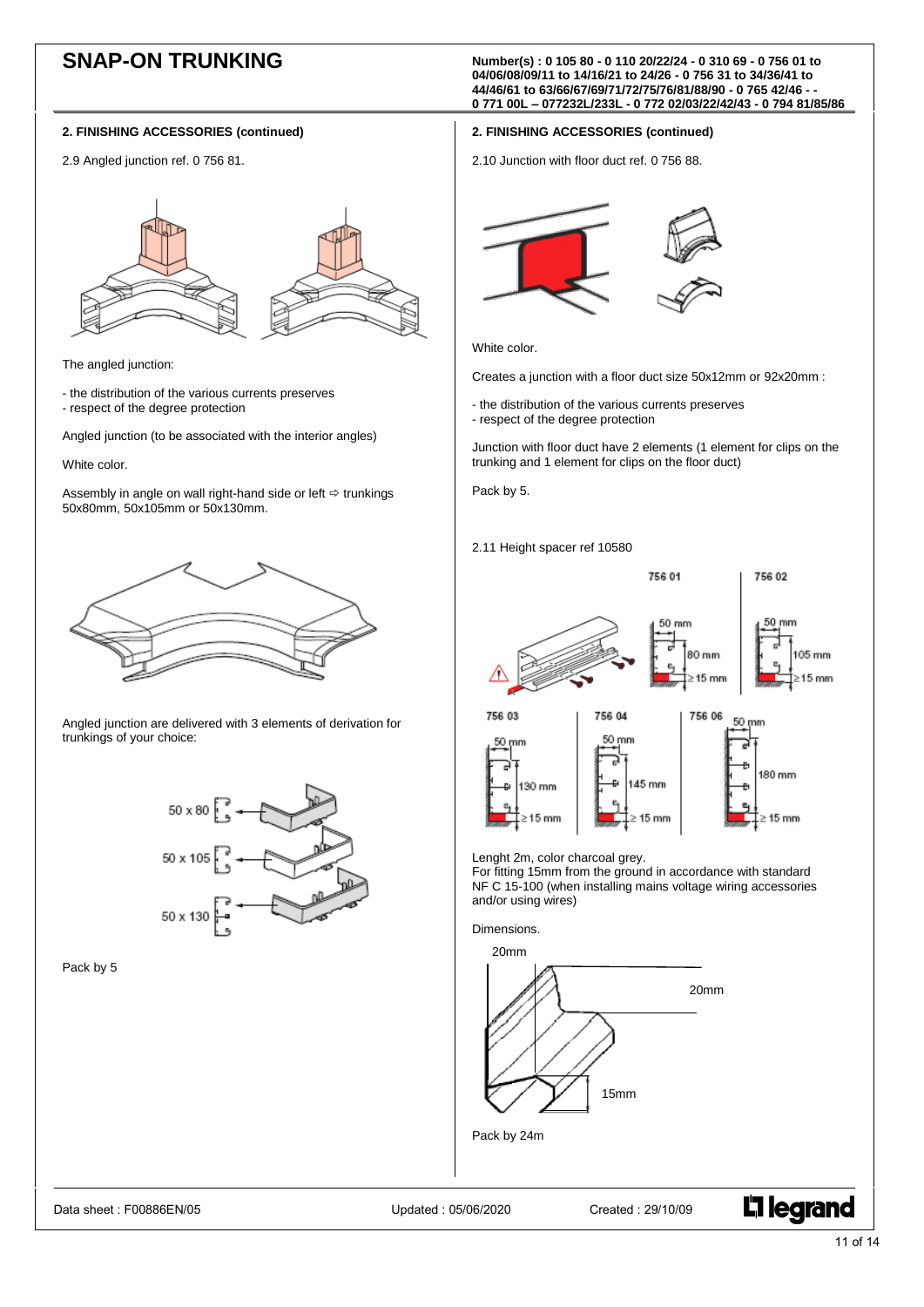# SNAP-ON TRUNKING

**Number(s) : 0 105 80 - 0 110 20/22/24 - 0 310 69 - 0 756 01 to 04/06/08/09/11 to 14/16/21 to 24/26 - 0 756 31 to 34/36/41 to 44/46/61 to 63/66/67/69/71/72/75/76/81/88/90 - 0 765 42/46 - - 0 771 00L – 077232L/233L - 0 772 02/03/22/42/43 - 0 794 81/85/86**

## 2. FINISHING ACCESSORIES (continued)

2.9 Angled junction ref. 0 756 81.

The angled junction:

- the distribution of the various currents preserves
- respect of the degree protection

Angled junction (to be associated with the interior angles)

White color.

Assembly in angle on wall right-hand side or left ⇨ trunkings 50x80mm, 50x105mm or 50x130mm.

Angled junction are delivered with 3 elements of derivation for trunkings of your choice:

50 x 80

50 x 105

50 x 130

Pack by 5

## 2. FINISHING ACCESSORIES (continued)

2.10 Junction with floor duct ref. 0 756 88.

White color.

Creates a junction with a floor duct size 50x12mm or 92x20mm :

- the distribution of the various currents preserves
- respect of the degree protection

Junction with floor duct have 2 elements (1 element for clips on the trunking and 1 element for clips on the floor duct)

Pack by 5.

2.11 Height spacer ref 10580

756 01: 50 mm, 80 mm, ≥15 mm

756 02: 50 mm, 105 mm, ≥15 mm

756 03: 50 mm, 130 mm, ≥ 15 mm

756 04: 50 mm, 145 mm, ≥ 15 mm

756 06: 50 mm, 180 mm, ≥ 15 mm

Lenght 2m, color charcoal grey.
For fitting 15mm from the ground in accordance with standard NF C 15-100 (when installing mains voltage wiring accessories and/or using wires)

Dimensions.

20mm

20mm

15mm

Pack by 24m

Data sheet : F00886EN/05 Updated : 05/06/2020 Created : 29/10/09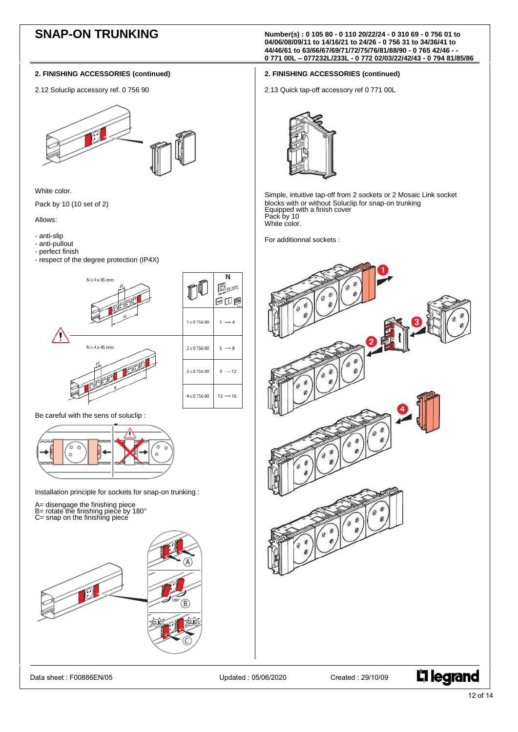# SNAP-ON TRUNKING

**Number(s) : 0 105 80 - 0 110 20/22/24 - 0 310 69 - 0 756 01 to 04/06/08/09/11 to 14/16/21 to 24/26 - 0 756 31 to 34/36/41 to 44/46/61 to 63/66/67/69/71/72/75/76/81/88/90 - 0 765 42/46 - - 0 771 00L – 077232L/233L - 0 772 02/03/22/42/43 - 0 794 81/85/86**

## 2. FINISHING ACCESSORIES (continued)

2.12 Soluclip accessory ref. 0 756 90

White color.

Pack by 10 (10 set of 2)

Allows:

- anti-slip
- anti-pullout
- perfect finish
- respect of the degree protection (IP4X)

N ≤ 4 x 45 mm

N > 4 x 45 mm

| | N (45 mm) |
|---|---|
| 1 x 0 756 90 | 1 → 4 |
| 2 x 0 756 90 | 5 → 8 |
| 3 x 0 756 90 | 9 → 12 |
| 4 x 0 756 90 | 13 → 16 |

Be careful with the sens of soluclip :

Installation principle for sockets for snap-on trunking :

A= disengage the finishing piece
B= rotate the finishing piece by 180°
C= snap on the finishing piece

## 2. FINISHING ACCESSORIES (continued)

2.13 Quick tap-off accessory ref 0 771 00L

Simple, intuitive tap-off from 2 sockets or 2 Mosaic Link socket blocks with or without Soluclip for snap-on trunking
Equipped with a finish cover
Pack by 10
White color.

For additionnal sockets :

Data sheet : F00886EN/05 Updated : 05/06/2020 Created : 29/10/09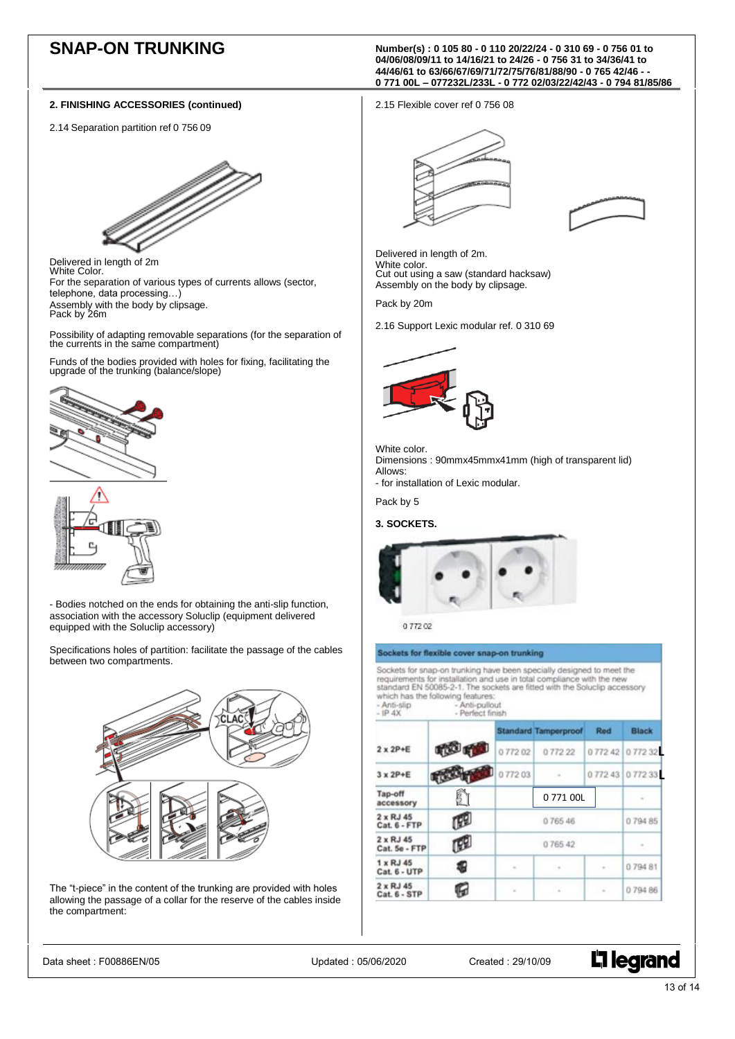# SNAP-ON TRUNKING

**Number(s) : 0 105 80 - 0 110 20/22/24 - 0 310 69 - 0 756 01 to 04/06/08/09/11 to 14/16/21 to 24/26 - 0 756 31 to 34/36/41 to 44/46/61 to 63/66/67/69/71/72/75/76/81/88/90 - 0 765 42/46 - - 0 771 00L – 077232L/233L - 0 772 02/03/22/42/43 - 0 794 81/85/86**

## 2. FINISHING ACCESSORIES (continued)

2.14 Separation partition ref 0 756 09

Delivered in length of 2m
White Color.
For the separation of various types of currents allows (sector, telephone, data processing…)
Assembly with the body by clipsage.
Pack by 26m

Possibility of adapting removable separations (for the separation of the currents in the same compartment)

Funds of the bodies provided with holes for fixing, facilitating the upgrade of the trunking (balance/slope)

- Bodies notched on the ends for obtaining the anti-slip function, association with the accessory Soluclip (equipment delivered equipped with the Soluclip accessory)

Specifications holes of partition: facilitate the passage of the cables between two compartments.

The “t-piece” in the content of the trunking are provided with holes allowing the passage of a collar for the reserve of the cables inside the compartment:

2.15 Flexible cover ref 0 756 08

Delivered in length of 2m.
White color.
Cut out using a saw (standard hacksaw)
Assembly on the body by clipsage.

Pack by 20m

2.16 Support Lexic modular ref. 0 310 69

White color.
Dimensions : 90mmx45mmx41mm (high of transparent lid)
Allows:
- for installation of Lexic modular.

Pack by 5

## 3. SOCKETS.

0 772 02

**Sockets for flexible cover snap-on trunking**

Sockets for snap-on trunking have been specially designed to meet the requirements for installation and use in total compliance with the new standard EN 50085-2-1. The sockets are fitted with the Soluclip accessory which has the following features:
- Anti-slip - Anti-pullout
- IP 4X - Perfect finish

| | | Standard | Tamperproof | Red | Black |
|---|---|---|---|---|---|
| 2 x 2P+E | | 0 772 02 | 0 772 22 | 0 772 42 | 0 772 32L |
| 3 x 2P+E | | 0 772 03 | - | 0 772 43 | 0 772 33L |
| Tap-off accessory | | | 0 771 00L | | - |
| 2 x RJ 45 Cat. 6 - FTP | | 0 765 46 | | | 0 794 85 |
| 2 x RJ 45 Cat. 5e - FTP | | 0 765 42 | | | - |
| 1 x RJ 45 Cat. 6 - UTP | | - | - | - | 0 794 81 |
| 2 x RJ 45 Cat. 6 - STP | | - | - | - | 0 794 86 |

Data sheet : F00886EN/05 Updated : 05/06/2020 Created : 29/10/09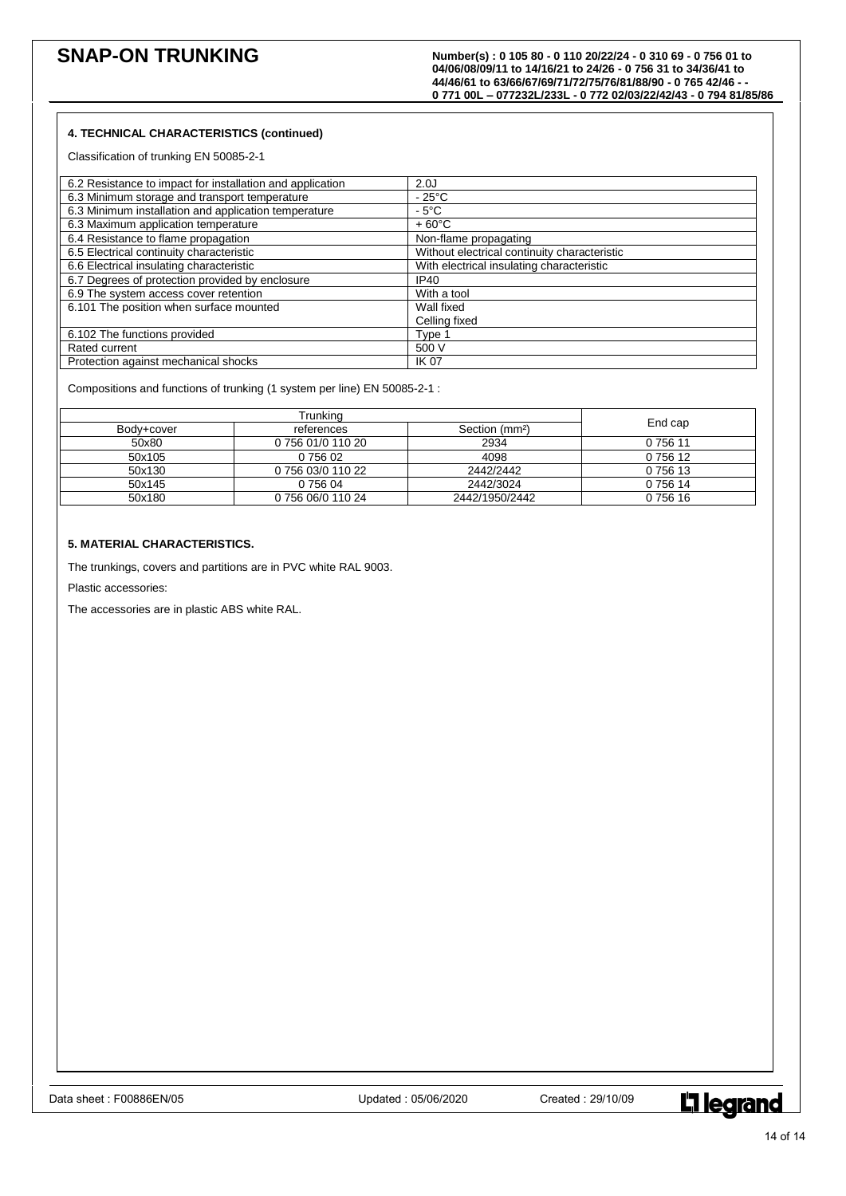### 4. TECHNICAL CHARACTERISTICS (continued)

Classification of trunking EN 50085-2-1

| | |
|---|---|
| 6.2 Resistance to impact for installation and application | 2.0J |
| 6.3 Minimum storage and transport temperature | - 25°C |
| 6.3 Minimum installation and application temperature | - 5°C |
| 6.3 Maximum application temperature | + 60°C |
| 6.4 Resistance to flame propagation | Non-flame propagating |
| 6.5 Electrical continuity characteristic | Without electrical continuity characteristic |
| 6.6 Electrical insulating characteristic | With electrical insulating characteristic |
| 6.7 Degrees of protection provided by enclosure | IP40 |
| 6.9 The system access cover retention | With a tool |
| 6.101 The position when surface mounted | Wall fixed<br>Celling fixed |
| 6.102 The functions provided | Type 1 |
| Rated current | 500 V |
| Protection against mechanical shocks | IK 07 |

Compositions and functions of trunking (1 system per line) EN 50085-2-1 :

| Trunking | | | End cap |
|---|---|---|---|
| Body+cover | references | Section (mm²) | |
| 50x80 | 0 756 01/0 110 20 | 2934 | 0 756 11 |
| 50x105 | 0 756 02 | 4098 | 0 756 12 |
| 50x130 | 0 756 03/0 110 22 | 2442/2442 | 0 756 13 |
| 50x145 | 0 756 04 | 2442/3024 | 0 756 14 |
| 50x180 | 0 756 06/0 110 24 | 2442/1950/2442 | 0 756 16 |

### 5. MATERIAL CHARACTERISTICS.

The trunkings, covers and partitions are in PVC white RAL 9003.

Plastic accessories:

The accessories are in plastic ABS white RAL.